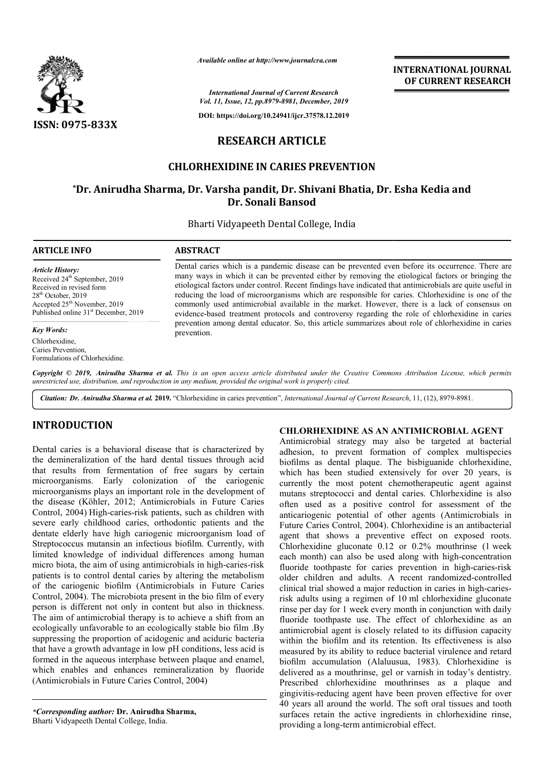*Available online at http://www.journalcra.com*

*International Journal of Current Research*
*Vol. 11, Issue, 12, pp.8979-8981, December, 2019*

**DOI: https://doi.org/10.24941/ijcr.37578.12.2019**

**ISSN: 0975-833X**

**INTERNATIONAL JOURNAL OF CURRENT RESEARCH**

# RESEARCH ARTICLE

# CHLORHEXIDINE IN CARIES PREVENTION

**\*Dr. Anirudha Sharma, Dr. Varsha pandit, Dr. Shivani Bhatia, Dr. Esha Kedia and Dr. Sonali Bansod**

Bharti Vidyapeeth Dental College, India

**ARTICLE INFO**

*Article History:*
Received 24[th] September, 2019
Received in revised form
28[th] October, 2019
Accepted 25[th] November, 2019
Published online 31[st] December, 2019

*Key Words:*
Chlorhexidine,
Caries Prevention,
Formulations of Chlorhexidine.

**ABSTRACT**

Dental caries which is a pandemic disease can be prevented even before its occurrence. There are many ways in which it can be prevented either by removing the etiological factors or bringing the etiological factors under control. Recent findings have indicated that antimicrobials are quite useful in reducing the load of microorganisms which are responsible for caries. Chlorhexidine is one of the commonly used antimicrobial available in the market. However, there is a lack of consensus on evidence-based treatment protocols and controversy regarding the role of chlorhexidine in caries prevention among dental educator. So, this article summarizes about role of chlorhexidine in caries prevention.

*Copyright © 2019, Anirudha Sharma et al. This is an open access article distributed under the Creative Commons Attribution License, which permits unrestricted use, distribution, and reproduction in any medium, provided the original work is properly cited.*

*Citation:* **Dr. Anirudha Sharma et al. 2019.** "Chlorhexidine in caries prevention", *International Journal of Current Research*, 11, (12), 8979-8981.

## INTRODUCTION

Dental caries is a behavioral disease that is characterized by the demineralization of the hard dental tissues through acid that results from fermentation of free sugars by certain microorganisms. Early colonization of the cariogenic microorganisms plays an important role in the development of the disease (Köhler, 2012; Antimicrobials in Future Caries Control, 2004) High-caries-risk patients, such as children with severe early childhood caries, orthodontic patients and the dentate elderly have high cariogenic microorganism load of Streptococcus mutansin an infectious biofilm. Currently, with limited knowledge of individual differences among human micro biota, the aim of using antimicrobials in high-caries-risk patients is to control dental caries by altering the metabolism of the cariogenic biofilm (Antimicrobials in Future Caries Control, 2004). The microbiota present in the bio film of every person is different not only in content but also in thickness. The aim of antimicrobial therapy is to achieve a shift from an ecologically unfavorable to an ecologically stable bio film .By suppressing the proportion of acidogenic and aciduric bacteria that have a growth advantage in low pH conditions, less acid is formed in the aqueous interphase between plaque and enamel, which enables and enhances remineralization by fluoride (Antimicrobials in Future Caries Control, 2004)

## CHLORHEXIDINE AS AN ANTIMICROBIAL AGENT

Antimicrobial strategy may also be targeted at bacterial adhesion, to prevent formation of complex multispecies biofilms as dental plaque. The bisbiguanide chlorhexidine, which has been studied extensively for over 20 years, is currently the most potent chemotherapeutic agent against mutans streptococci and dental caries. Chlorhexidine is also often used as a positive control for assessment of the anticariogenic potential of other agents (Antimicrobials in Future Caries Control, 2004). Chlorhexidine is an antibacterial agent that shows a preventive effect on exposed roots. Chlorhexidine gluconate 0.12 or 0.2% mouthrinse (1 week each month) can also be used along with high-concentration fluoride toothpaste for caries prevention in high-caries-risk older children and adults. A recent randomized-controlled clinical trial showed a major reduction in caries in high-caries-risk adults using a regimen of 10 ml chlorhexidine gluconate rinse per day for 1 week every month in conjunction with daily fluoride toothpaste use. The effect of chlorhexidine as an antimicrobial agent is closely related to its diffusion capacity within the biofilm and its retention. Its effectiveness is also measured by its ability to reduce bacterial virulence and retard biofilm accumulation (Alaluusua, 1983). Chlorhexidine is delivered as a mouthrinse, gel or varnish in today's dentistry. Prescribed chlorhexidine mouthrinses as a plaque and gingivitis-reducing agent have been proven effective for over 40 years all around the world. The soft oral tissues and tooth surfaces retain the active ingredients in chlorhexidine rinse, providing a long-term antimicrobial effect.

*\*Corresponding author:* **Dr. Anirudha Sharma,**
Bharti Vidyapeeth Dental College, India.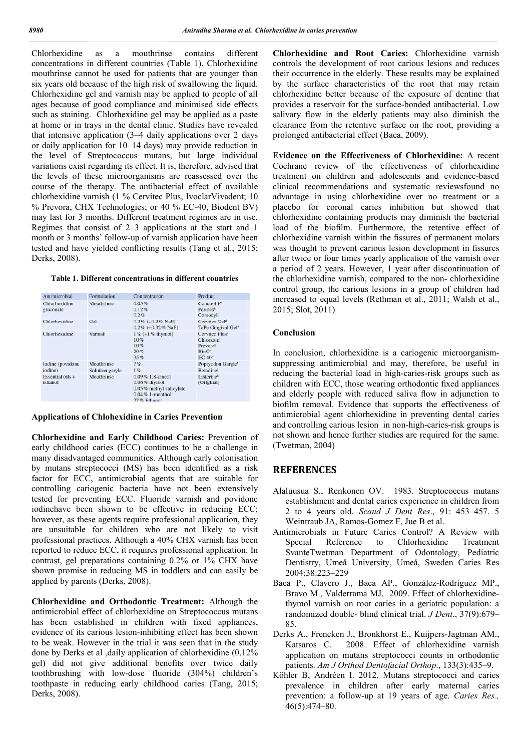Chlorhexidine as a mouthrinse contains different concentrations in different countries (Table 1). Chlorhexidine mouthrinse cannot be used for patients that are younger than six years old because of the high risk of swallowing the liquid. Chlorhexidine gel and varnish may be applied to people of all ages because of good compliance and minimised side effects such as staining. Chlorhexidine gel may be applied as a paste at home or in trays in the dental clinic. Studies have revealed that intensive application (3–4 daily applications over 2 days or daily application for 10–14 days) may provide reduction in the level of Streptococcus mutans, but large individual variations exist regarding its effect. It is, therefore, advised that the levels of these microorganisms are reassessed over the course of the therapy. The antibacterial effect of available chlorhexidine varnish (1 % Cervitec Plus, IvoclarVivadent; 10 % Prevora, CHX Technologies; or 40 % EC-40, Biodent BV) may last for 3 months. Different treatment regimes are in use. Regimes that consist of 2–3 applications at the start and 1 month or 3 months' follow-up of varnish application have been tested and have yielded conflicting results (Tang et al., 2015; Derks, 2008).

**Table 1. Different concentrations in different countries**

| Antimicrobial | Formulation | Concentration | Product |
|---|---|---|---|
| Chlorhexidine gluconate | Mouthrinse | 0.05 %<br>0.12 %<br>0.2 % | Concool F[a]<br>Peridex[b]<br>Corsodyl[c] |
| Chlorhexidine | Gel | 0.2 % (+0.2 % NaF)<br>0.2 % (+0.32 % NaF) | Cervitec Gel[d]<br>TePe Gingival Gel[e] |
| Chlorhexidine | Varnish | 1 % (+1 % thymol)<br>10 %<br>10 %<br>20 %<br>35 % | Cervitec Plus[d]<br>Chlorzoin[f]<br>Prevora[g]<br>BioC[h]<br>EC 40[h] |
| Iodine (povidone iodine) | Mouthrinse<br>Solution gargle | 7 %<br>1 % | Popiyodon Gargle[i]<br>Betadine[j] |
| Essential oils + ethanol | Mouthrinse | 0.09 % 1.8-cineol<br>0.06 % thymol<br>0.05 % methyl salicylate<br>0.04 % 1-menthol<br>27 % Ethanol | Listerine[k]<br>(Original) |

## Applications of Chlohexidine in Caries Prevention

**Chlorhexidine and Early Childhood Caries:** Prevention of early childhood caries (ECC) continues to be a challenge in many disadvantaged communities. Although early colonisation by mutans streptococci (MS) has been identified as a risk factor for ECC, antimicrobial agents that are suitable for controlling cariogenic bacteria have not been extensively tested for preventing ECC. Fluoride varnish and povidone iodinehave been shown to be effective in reducing ECC; however, as these agents require professional application, they are unsuitable for children who are not likely to visit professional practices. Although a 40% CHX varnish has been reported to reduce ECC, it requires professional application. In contrast, gel preparations containing 0.2% or 1% CHX have shown promise in reducing MS in toddlers and can easily be applied by parents (Derks, 2008).

**Chlorhexidine and Orthodontic Treatment:** Although the antimicrobial effect of chlorhexidine on Streptococcus mutans has been established in children with fixed appliances, evidence of its carious lesion-inhibiting effect has been shown to be weak. However in the trial it was seen that in the study done by Derks et al ,daily application of chlorhexidine (0.12% gel) did not give additional benefits over twice daily toothbrushing with low-dose fluoride (304%) children's toothpaste in reducing early childhood caries (Tang, 2015; Derks, 2008).

**Chlorhexidine and Root Caries:** Chlorhexidine varnish controls the development of root carious lesions and reduces their occurrence in the elderly. These results may be explained by the surface characteristics of the root that may retain chlorhexidine better because of the exposure of dentine that provides a reservoir for the surface-bonded antibacterial. Low salivary flow in the elderly patients may also diminish the clearance from the retentive surface on the root, providing a prolonged antibacterial effect (Baca, 2009).

**Evidence on the Effectiveness of Chlorhexidine:** A recent Cochrane review of the effectiveness of chlorhexidine treatment on children and adolescents and evidence-based clinical recommendations and systematic reviewsfound no advantage in using chlorhexidine over no treatment or a placebo for coronal caries inhibition but showed that chlorhexidine containing products may diminish the bacterial load of the biofilm. Furthermore, the retentive effect of chlorhexidine varnish within the fissures of permanent molars was thought to prevent carious lesion development in fissures after twice or four times yearly application of the varnish over a period of 2 years. However, 1 year after discontinuation of the chlorhexidine varnish, compared to the non- chlorhexidine control group, the carious lesions in a group of children had increased to equal levels (Rethman et al., 2011; Walsh et al., 2015; Slot, 2011)

## Conclusion

In conclusion, chlorhexidine is a cariogenic microorganism-suppressing antimicrobial and may, therefore, be useful in reducing the bacterial load in high-caries-risk groups such as children with ECC, those wearing orthodontic fixed appliances and elderly people with reduced saliva flow in adjunction to biofilm removal. Evidence that supports the effectiveness of antimicrobial agent chlorhexidine in preventing dental caries and controlling carious lesion in non-high-caries-risk groups is not shown and hence further studies are required for the same. (Twetman, 2004)

## REFERENCES

- Alaluusua S., Renkonen OV. 1983. Streptococcus mutans establishment and dental caries experience in children from 2 to 4 years old. *Scand J Dent Res*., 91: 453–457. 5 Weintraub JA, Ramos-Gomez F, Jue B et al.
- Antimicrobials in Future Caries Control? A Review with Special Reference to Chlorhexidine Treatment SvanteTwetman Department of Odontology, Pediatric Dentistry, Umeå University, Umeå, Sweden Caries Res 2004;38:223–229
- Baca P., Clavero J., Baca AP., González-Rodríguez MP., Bravo M., Valderrama MJ. 2009. Effect of chlorhexidine-thymol varnish on root caries in a geriatric population: a randomized double- blind clinical trial. *J Dent*., 37(9):679–85.
- Derks A., Frencken J., Bronkhorst E., Kuijpers-Jagtman AM., Katsaros C. 2008. Effect of chlorhexidine varnish application on mutans streptococci counts in orthodontic patients. *Am J Orthod Dentofacial Orthop*., 133(3):435–9.
- Köhler B, Andréen I. 2012. Mutans streptococci and caries prevalence in children after early maternal caries prevention: a follow-up at 19 years of age. *Caries Res.,* 46(5):474–80.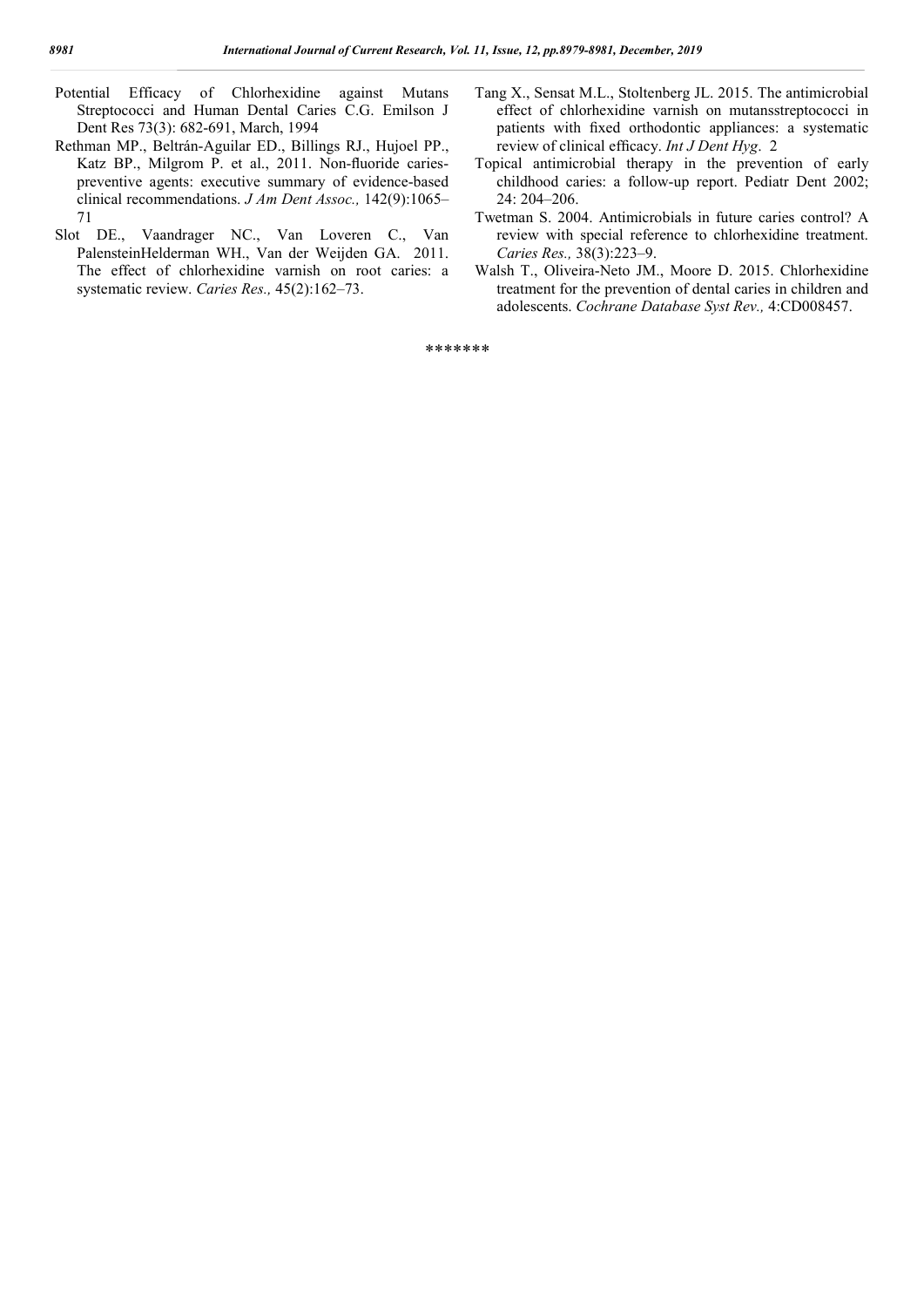Potential Efficacy of Chlorhexidine against Mutans Streptococci and Human Dental Caries C.G. Emilson J Dent Res 73(3): 682-691, March, 1994

Rethman MP., Beltrán-Aguilar ED., Billings RJ., Hujoel PP., Katz BP., Milgrom P. et al., 2011. Non-fluoride caries-preventive agents: executive summary of evidence-based clinical recommendations. *J Am Dent Assoc.,* 142(9):1065–71

Slot DE., Vaandrager NC., Van Loveren C., Van PalensteinHelderman WH., Van der Weijden GA. 2011. The effect of chlorhexidine varnish on root caries: a systematic review. *Caries Res.,* 45(2):162–73.

Tang X., Sensat M.L., Stoltenberg JL. 2015. The antimicrobial effect of chlorhexidine varnish on mutansstreptococci in patients with fixed orthodontic appliances: a systematic review of clinical efficacy. *Int J Dent Hyg*. 2

Topical antimicrobial therapy in the prevention of early childhood caries: a follow-up report. Pediatr Dent 2002; 24: 204–206.

Twetman S. 2004. Antimicrobials in future caries control? A review with special reference to chlorhexidine treatment. *Caries Res.,* 38(3):223–9.

Walsh T., Oliveira-Neto JM., Moore D. 2015. Chlorhexidine treatment for the prevention of dental caries in children and adolescents. *Cochrane Database Syst Rev.,* 4:CD008457.

*******